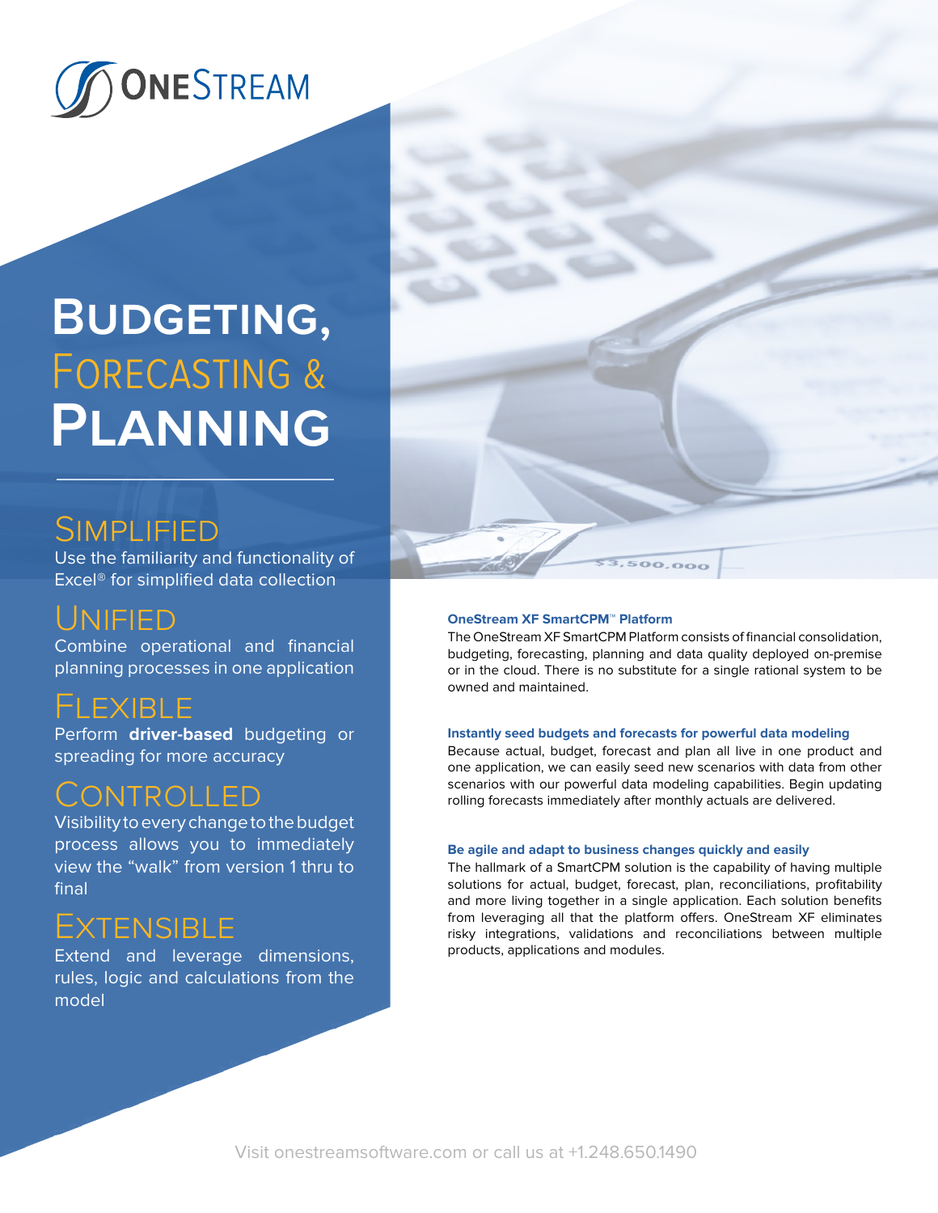# BUDGETING, FORECASTING & PLANNING

## SIMPLIFIED

Use the familiarity and functionality of Excel® for simplified data collection

## UNIFIED

Combine operational and financial planning processes in one application

## FLEXIBLE

Perform **driver-based** budgeting or spreading for more accuracy

## CONTROLLED

Visibility to every change to the budget process allows you to immediately view the "walk" from version 1 thru to final

## EXTENSIBLE

Extend and leverage dimensions, rules, logic and calculations from the model

### OneStream XF SmartCPM™ Platform

The OneStream XF SmartCPM Platform consists of financial consolidation, budgeting, forecasting, planning and data quality deployed on-premise or in the cloud. There is no substitute for a single rational system to be owned and maintained.

### Instantly seed budgets and forecasts for powerful data modeling

Because actual, budget, forecast and plan all live in one product and one application, we can easily seed new scenarios with data from other scenarios with our powerful data modeling capabilities. Begin updating rolling forecasts immediately after monthly actuals are delivered.

### Be agile and adapt to business changes quickly and easily

The hallmark of a SmartCPM solution is the capability of having multiple solutions for actual, budget, forecast, plan, reconciliations, profitability and more living together in a single application. Each solution benefits from leveraging all that the platform offers. OneStream XF eliminates risky integrations, validations and reconciliations between multiple products, applications and modules.

Visit onestreamsoftware.com or call us at +1.248.650.1490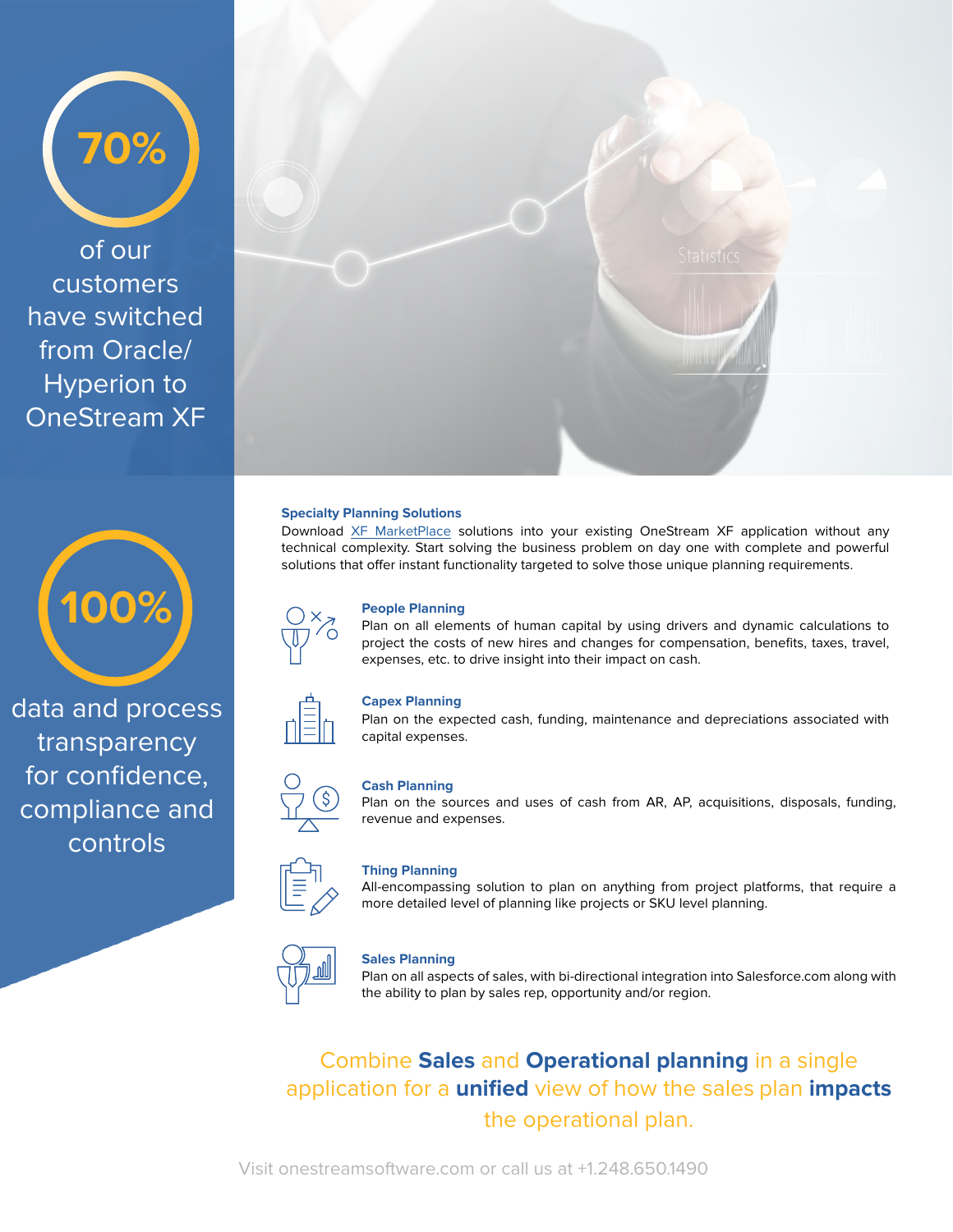**70%**

of our customers have switched from Oracle/ Hyperion to OneStream XF

**100%**

data and process transparency for confidence, compliance and controls

### Specialty Planning Solutions

Download XF MarketPlace solutions into your existing OneStream XF application without any technical complexity. Start solving the business problem on day one with complete and powerful solutions that offer instant functionality targeted to solve those unique planning requirements.

**People Planning**
Plan on all elements of human capital by using drivers and dynamic calculations to project the costs of new hires and changes for compensation, benefits, taxes, travel, expenses, etc. to drive insight into their impact on cash.

**Capex Planning**
Plan on the expected cash, funding, maintenance and depreciations associated with capital expenses.

**Cash Planning**
Plan on the sources and uses of cash from AR, AP, acquisitions, disposals, funding, revenue and expenses.

**Thing Planning**
All-encompassing solution to plan on anything from project platforms, that require a more detailed level of planning like projects or SKU level planning.

**Sales Planning**
Plan on all aspects of sales, with bi-directional integration into Salesforce.com along with the ability to plan by sales rep, opportunity and/or region.

Combine **Sales** and **Operational planning** in a single application for a **unified** view of how the sales plan **impacts** the operational plan.

Visit onestreamsoftware.com or call us at +1.248.650.1490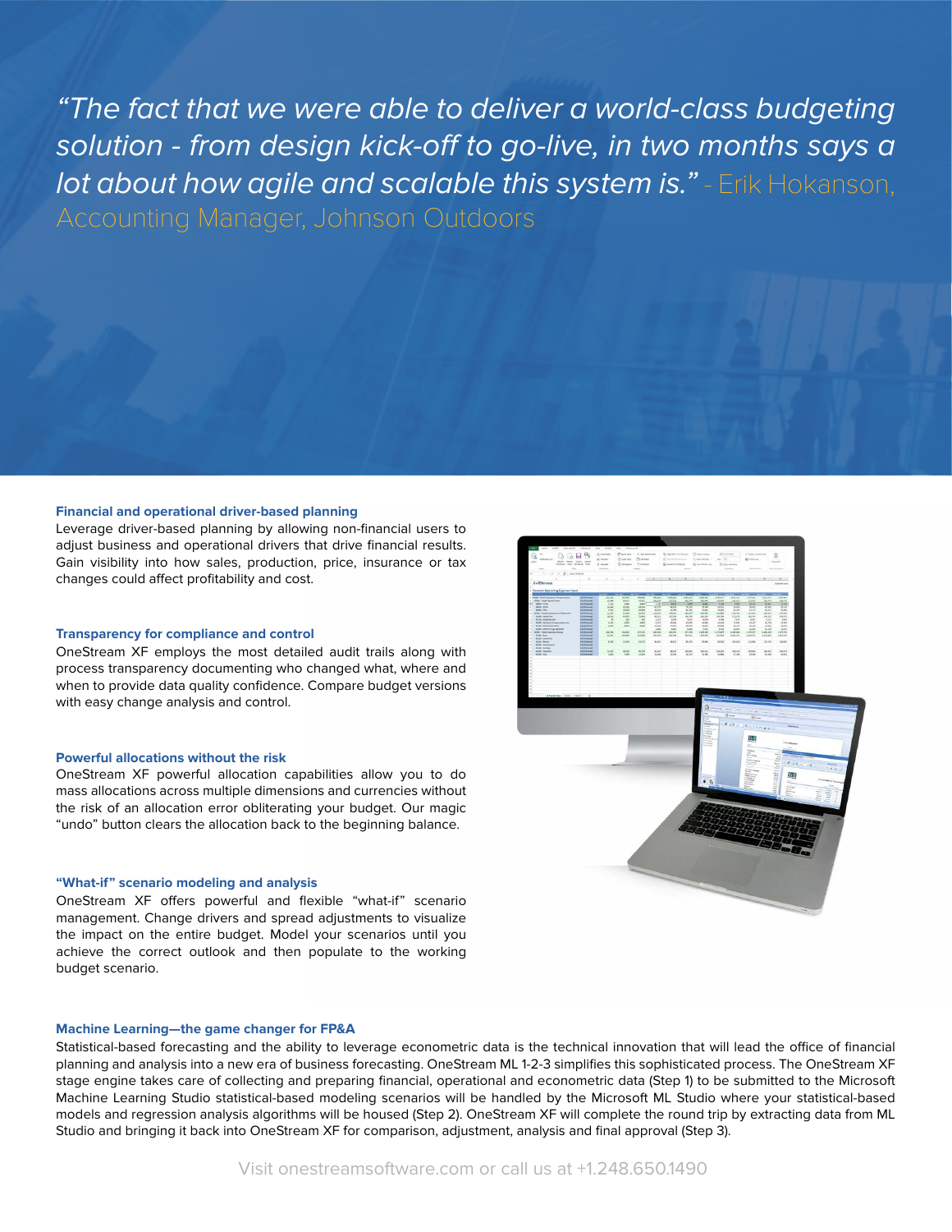*"The fact that we were able to deliver a world-class budgeting solution - from design kick-off to go-live, in two months says a lot about how agile and scalable this system is."* - Erik Hokanson, Accounting Manager, Johnson Outdoors

### Financial and operational driver-based planning

Leverage driver-based planning by allowing non-financial users to adjust business and operational drivers that drive financial results. Gain visibility into how sales, production, price, insurance or tax changes could affect profitability and cost.

### Transparency for compliance and control

OneStream XF employs the most detailed audit trails along with process transparency documenting who changed what, where and when to provide data quality confidence. Compare budget versions with easy change analysis and control.

### Powerful allocations without the risk

OneStream XF powerful allocation capabilities allow you to do mass allocations across multiple dimensions and currencies without the risk of an allocation error obliterating your budget. Our magic "undo" button clears the allocation back to the beginning balance.

### "What-if" scenario modeling and analysis

OneStream XF offers powerful and flexible "what-if" scenario management. Change drivers and spread adjustments to visualize the impact on the entire budget. Model your scenarios until you achieve the correct outlook and then populate to the working budget scenario.

### Machine Learning—the game changer for FP&A

Statistical-based forecasting and the ability to leverage econometric data is the technical innovation that will lead the office of financial planning and analysis into a new era of business forecasting. OneStream ML 1-2-3 simplifies this sophisticated process. The OneStream XF stage engine takes care of collecting and preparing financial, operational and econometric data (Step 1) to be submitted to the Microsoft Machine Learning Studio statistical-based modeling scenarios will be handled by the Microsoft ML Studio where your statistical-based models and regression analysis algorithms will be housed (Step 2). OneStream XF will complete the round trip by extracting data from ML Studio and bringing it back into OneStream XF for comparison, adjustment, analysis and final approval (Step 3).

Visit onestreamsoftware.com or call us at +1.248.650.1490